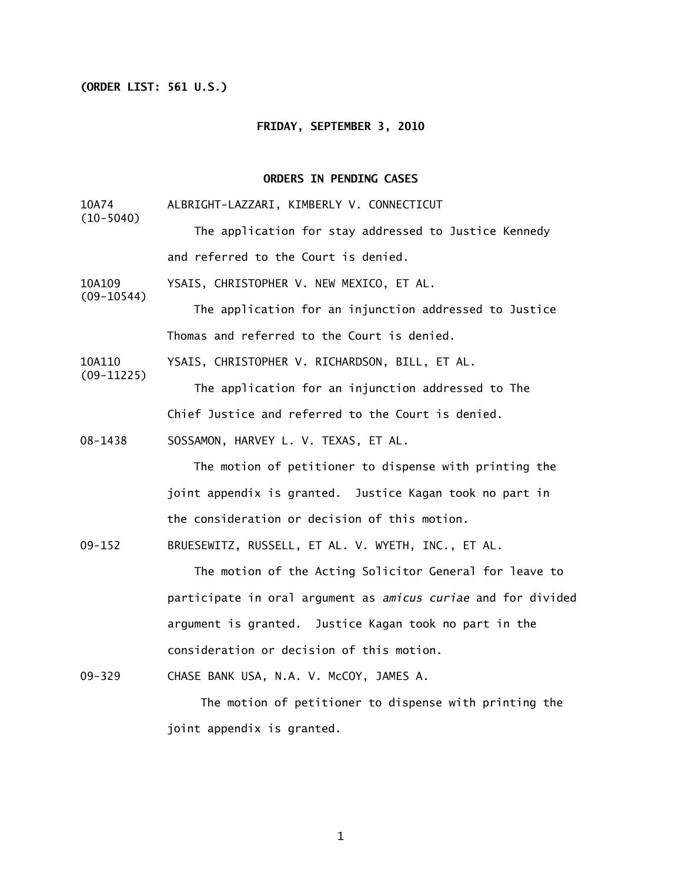**(ORDER LIST: 561 U.S.)**

**FRIDAY, SEPTEMBER 3, 2010**

**ORDERS IN PENDING CASES**

10A74 (10-5040) ALBRIGHT-LAZZARI, KIMBERLY V. CONNECTICUT

The application for stay addressed to Justice Kennedy and referred to the Court is denied.

10A109 (09-10544) YSAIS, CHRISTOPHER V. NEW MEXICO, ET AL.

The application for an injunction addressed to Justice Thomas and referred to the Court is denied.

10A110 (09-11225) YSAIS, CHRISTOPHER V. RICHARDSON, BILL, ET AL.

The application for an injunction addressed to The Chief Justice and referred to the Court is denied.

08-1438 SOSSAMON, HARVEY L. V. TEXAS, ET AL.

The motion of petitioner to dispense with printing the joint appendix is granted. Justice Kagan took no part in the consideration or decision of this motion.

09-152 BRUESEWITZ, RUSSELL, ET AL. V. WYETH, INC., ET AL.

The motion of the Acting Solicitor General for leave to participate in oral argument as *amicus curiae* and for divided argument is granted. Justice Kagan took no part in the consideration or decision of this motion.

09-329 CHASE BANK USA, N.A. V. McCOY, JAMES A.

The motion of petitioner to dispense with printing the joint appendix is granted.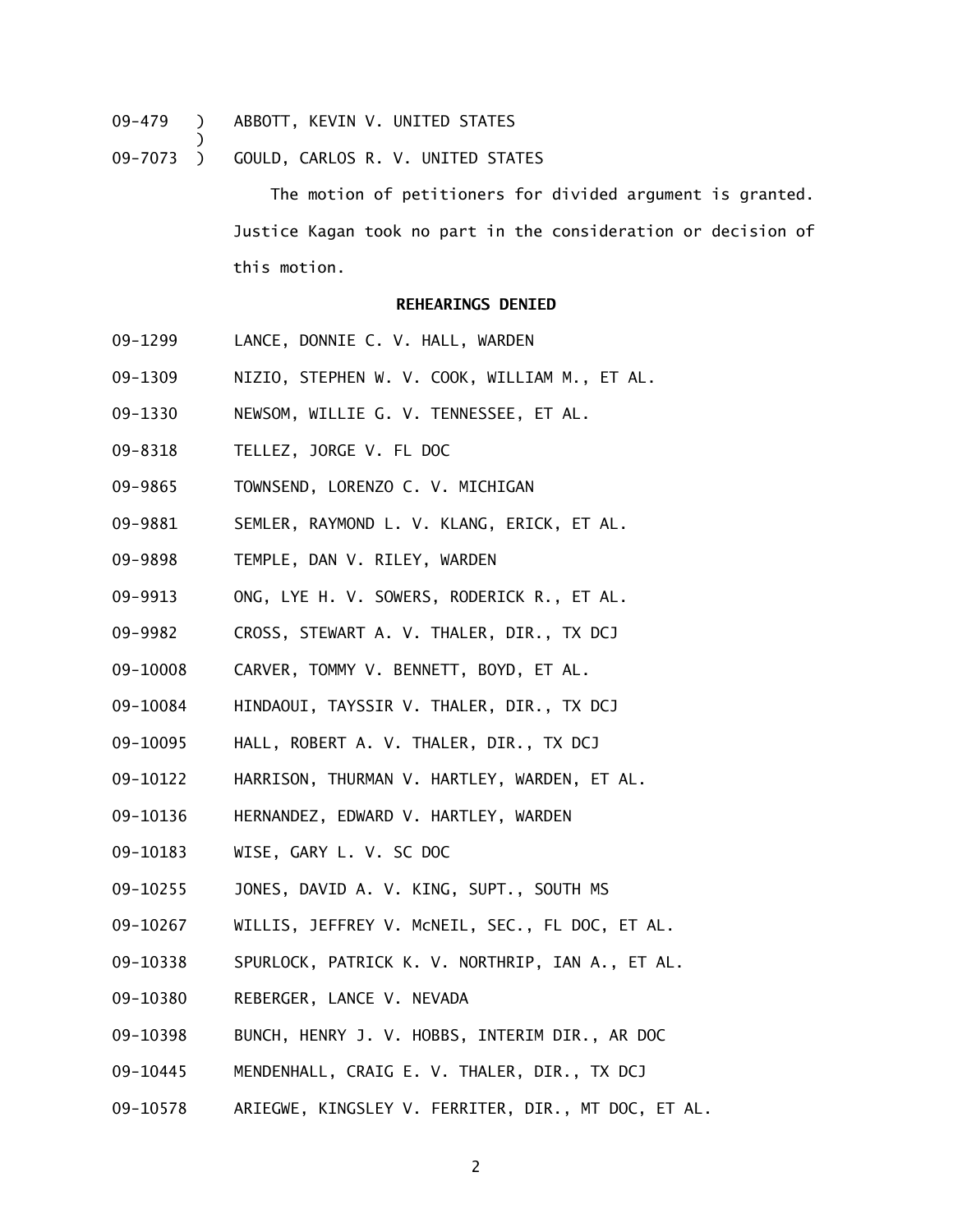09-479 ) ABBOTT, KEVIN V. UNITED STATES
)
09-7073 ) GOULD, CARLOS R. V. UNITED STATES

The motion of petitioners for divided argument is granted. Justice Kagan took no part in the consideration or decision of this motion.

**REHEARINGS DENIED**

09-1299 LANCE, DONNIE C. V. HALL, WARDEN

09-1309 NIZIO, STEPHEN W. V. COOK, WILLIAM M., ET AL.

09-1330 NEWSOM, WILLIE G. V. TENNESSEE, ET AL.

09-8318 TELLEZ, JORGE V. FL DOC

09-9865 TOWNSEND, LORENZO C. V. MICHIGAN

09-9881 SEMLER, RAYMOND L. V. KLANG, ERICK, ET AL.

09-9898 TEMPLE, DAN V. RILEY, WARDEN

09-9913 ONG, LYE H. V. SOWERS, RODERICK R., ET AL.

09-9982 CROSS, STEWART A. V. THALER, DIR., TX DCJ

09-10008 CARVER, TOMMY V. BENNETT, BOYD, ET AL.

09-10084 HINDAOUI, TAYSSIR V. THALER, DIR., TX DCJ

09-10095 HALL, ROBERT A. V. THALER, DIR., TX DCJ

09-10122 HARRISON, THURMAN V. HARTLEY, WARDEN, ET AL.

09-10136 HERNANDEZ, EDWARD V. HARTLEY, WARDEN

09-10183 WISE, GARY L. V. SC DOC

09-10255 JONES, DAVID A. V. KING, SUPT., SOUTH MS

09-10267 WILLIS, JEFFREY V. McNEIL, SEC., FL DOC, ET AL.

09-10338 SPURLOCK, PATRICK K. V. NORTHRIP, IAN A., ET AL.

09-10380 REBERGER, LANCE V. NEVADA

09-10398 BUNCH, HENRY J. V. HOBBS, INTERIM DIR., AR DOC

09-10445 MENDENHALL, CRAIG E. V. THALER, DIR., TX DCJ

09-10578 ARIEGWE, KINGSLEY V. FERRITER, DIR., MT DOC, ET AL.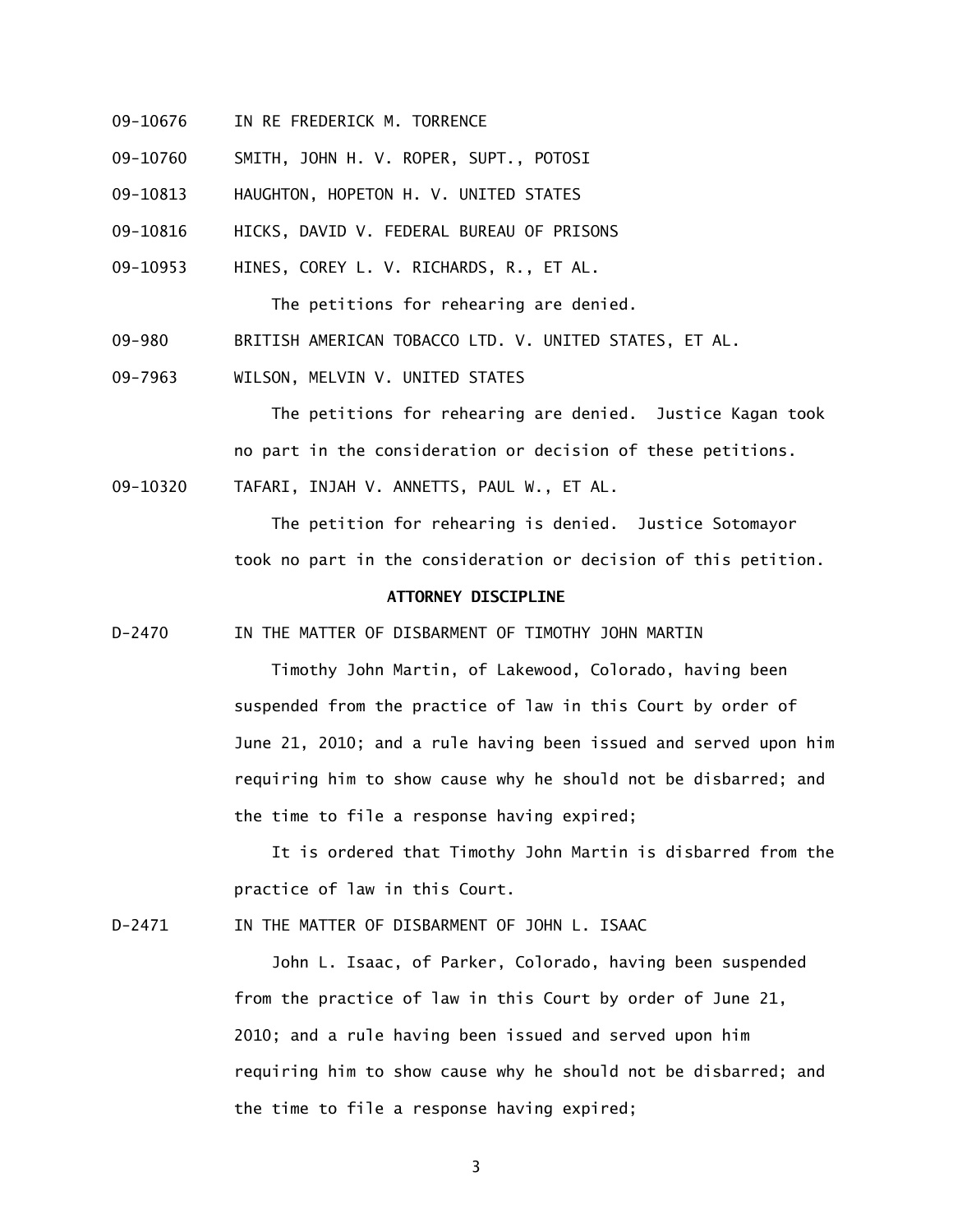09-10676 IN RE FREDERICK M. TORRENCE

09-10760 SMITH, JOHN H. V. ROPER, SUPT., POTOSI

09-10813 HAUGHTON, HOPETON H. V. UNITED STATES

09-10816 HICKS, DAVID V. FEDERAL BUREAU OF PRISONS

09-10953 HINES, COREY L. V. RICHARDS, R., ET AL.

The petitions for rehearing are denied.

09-980 BRITISH AMERICAN TOBACCO LTD. V. UNITED STATES, ET AL.

09-7963 WILSON, MELVIN V. UNITED STATES

The petitions for rehearing are denied. Justice Kagan took no part in the consideration or decision of these petitions.

09-10320 TAFARI, INJAH V. ANNETTS, PAUL W., ET AL.

The petition for rehearing is denied. Justice Sotomayor took no part in the consideration or decision of this petition.

**ATTORNEY DISCIPLINE**

D-2470 IN THE MATTER OF DISBARMENT OF TIMOTHY JOHN MARTIN

Timothy John Martin, of Lakewood, Colorado, having been suspended from the practice of law in this Court by order of June 21, 2010; and a rule having been issued and served upon him requiring him to show cause why he should not be disbarred; and the time to file a response having expired;

It is ordered that Timothy John Martin is disbarred from the practice of law in this Court.

D-2471 IN THE MATTER OF DISBARMENT OF JOHN L. ISAAC

John L. Isaac, of Parker, Colorado, having been suspended from the practice of law in this Court by order of June 21, 2010; and a rule having been issued and served upon him requiring him to show cause why he should not be disbarred; and the time to file a response having expired;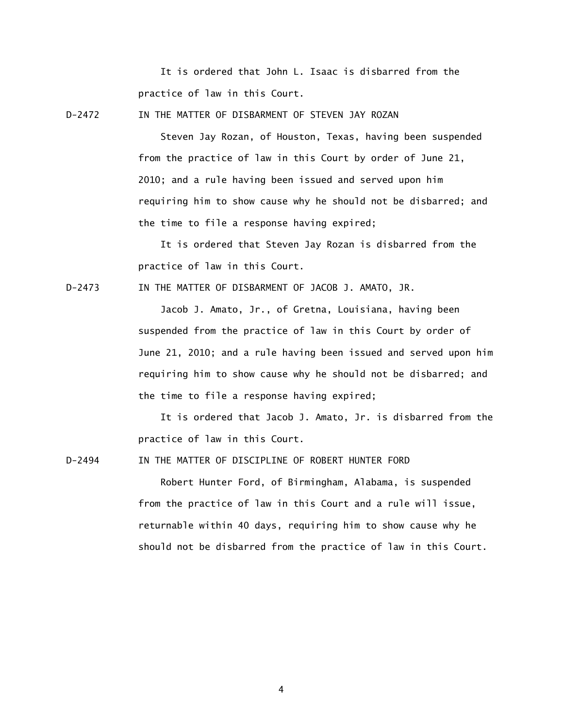It is ordered that John L. Isaac is disbarred from the practice of law in this Court.

D-2472 IN THE MATTER OF DISBARMENT OF STEVEN JAY ROZAN

Steven Jay Rozan, of Houston, Texas, having been suspended from the practice of law in this Court by order of June 21, 2010; and a rule having been issued and served upon him requiring him to show cause why he should not be disbarred; and the time to file a response having expired;

It is ordered that Steven Jay Rozan is disbarred from the practice of law in this Court.

D-2473 IN THE MATTER OF DISBARMENT OF JACOB J. AMATO, JR.

Jacob J. Amato, Jr., of Gretna, Louisiana, having been suspended from the practice of law in this Court by order of June 21, 2010; and a rule having been issued and served upon him requiring him to show cause why he should not be disbarred; and the time to file a response having expired;

It is ordered that Jacob J. Amato, Jr. is disbarred from the practice of law in this Court.

D-2494 IN THE MATTER OF DISCIPLINE OF ROBERT HUNTER FORD

Robert Hunter Ford, of Birmingham, Alabama, is suspended from the practice of law in this Court and a rule will issue, returnable within 40 days, requiring him to show cause why he should not be disbarred from the practice of law in this Court.